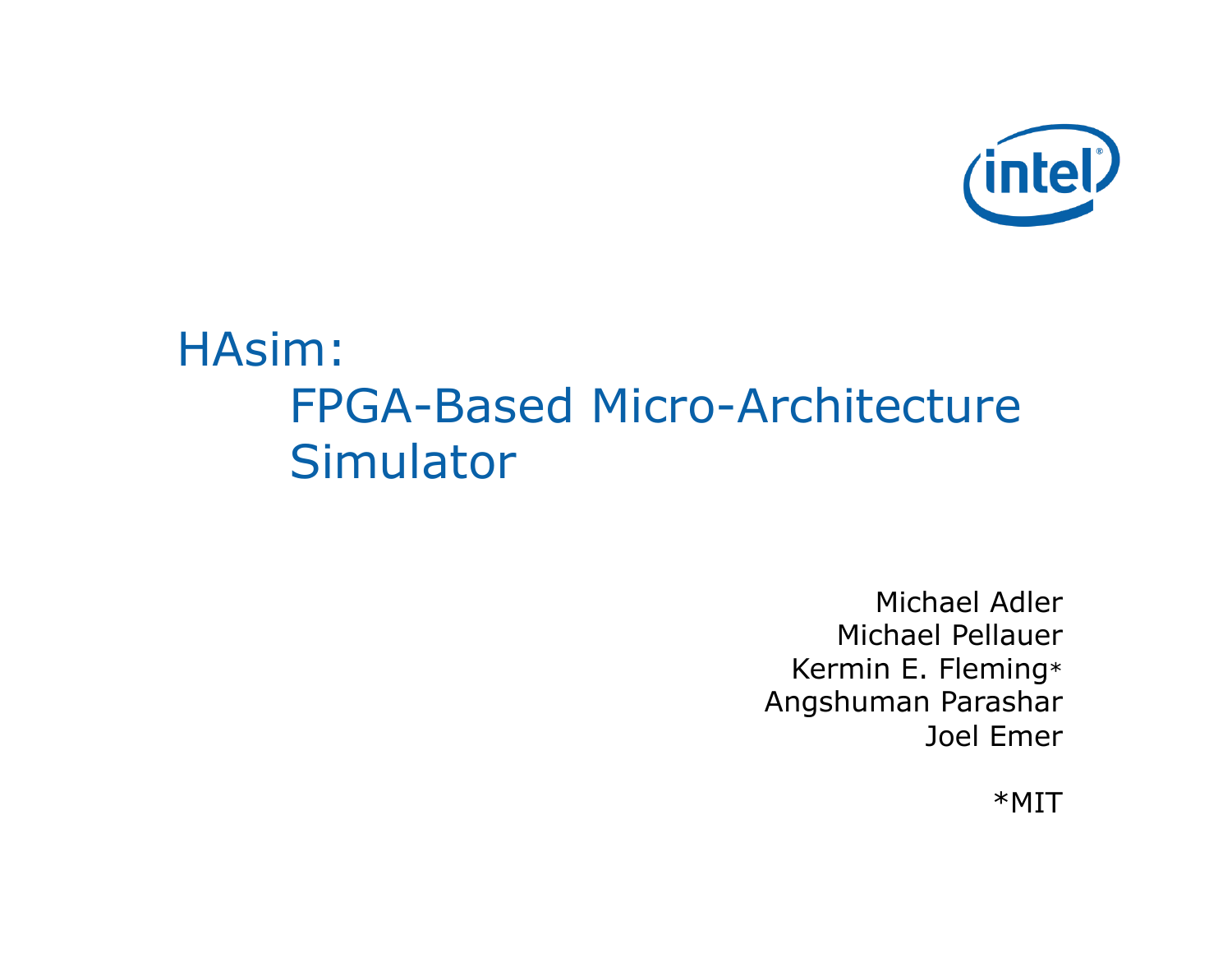# HAsim: FPGA-Based Micro-Architecture Simulator

Michael Adler
Michael Pellauer
Kermin E. Fleming*
Angshuman Parashar
Joel Emer

*MIT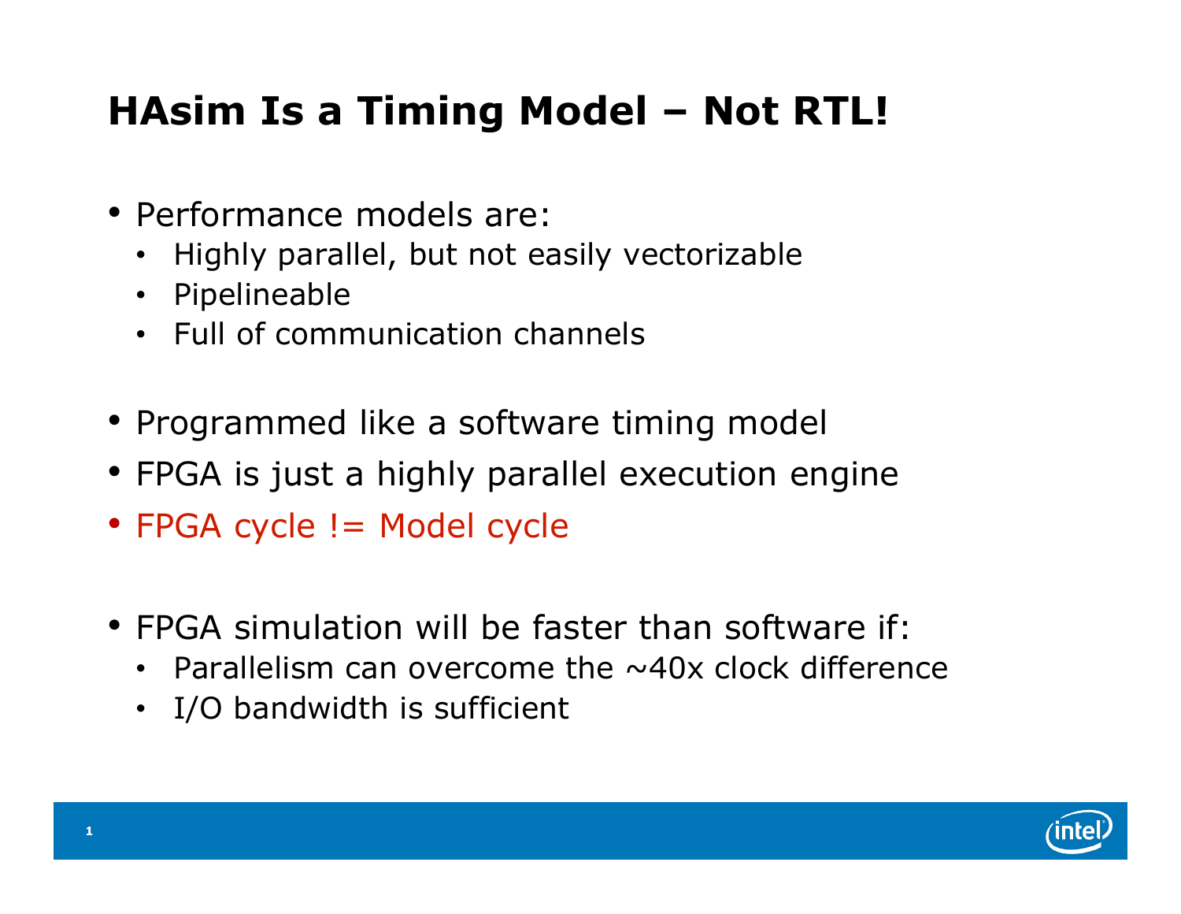# HAsim Is a Timing Model – Not RTL!

- Performance models are:
  - Highly parallel, but not easily vectorizable
  - Pipelineable
  - Full of communication channels

- Programmed like a software timing model
- FPGA is just a highly parallel execution engine
- FPGA cycle != Model cycle

- FPGA simulation will be faster than software if:
  - Parallelism can overcome the ~40x clock difference
  - I/O bandwidth is sufficient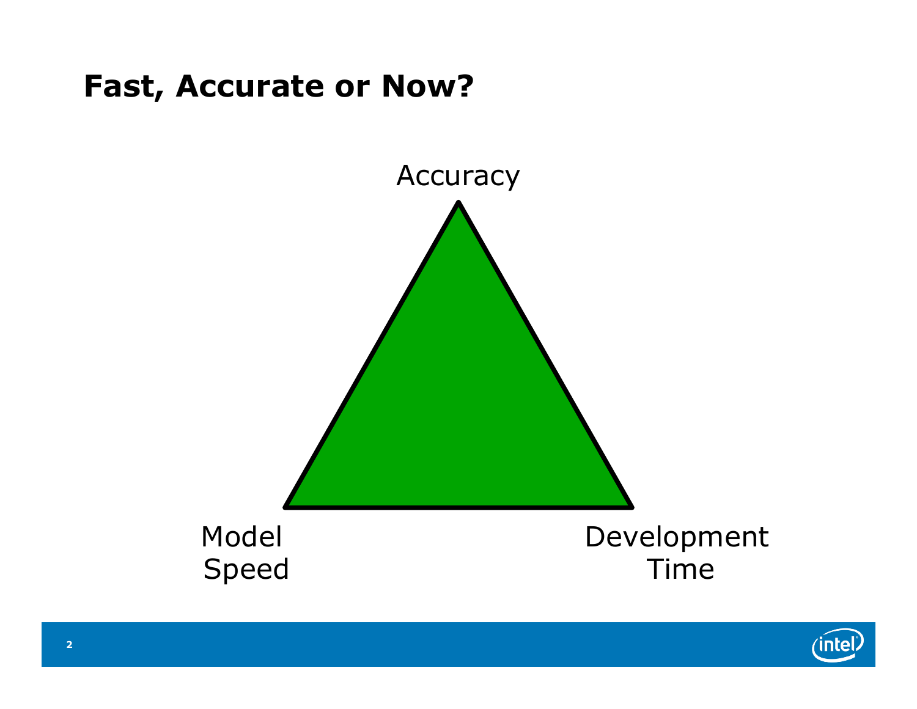# Fast, Accurate or Now?

Accuracy

Model Speed

Development Time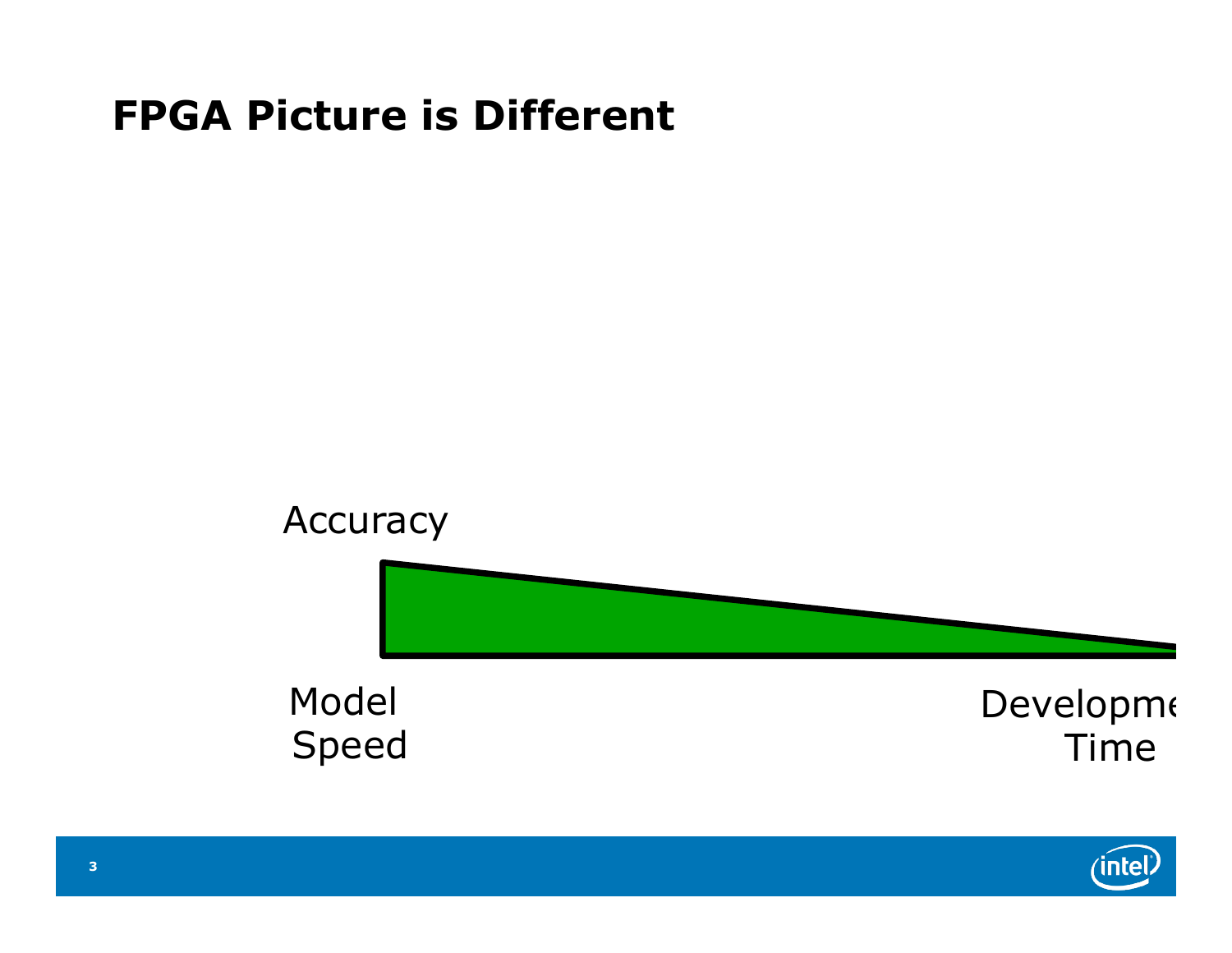# FPGA Picture is Different

Accuracy

Model Speed

Developme Time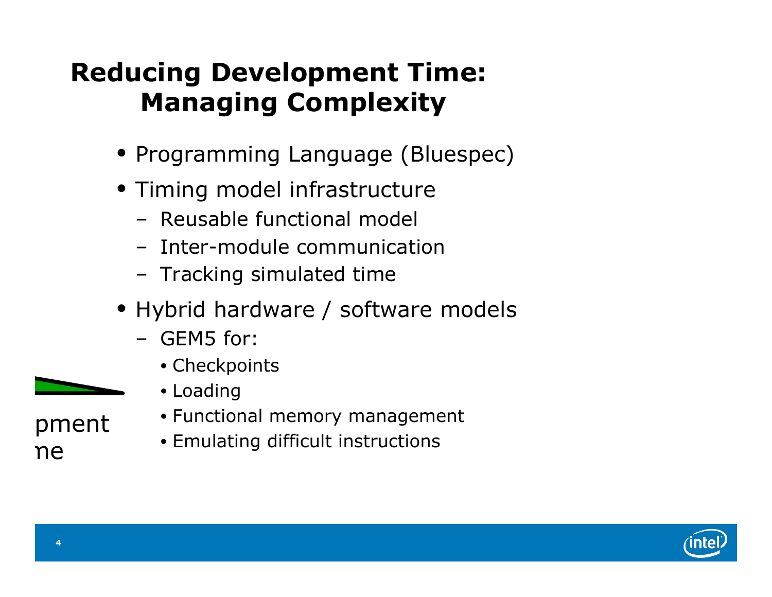# Reducing Development Time: Managing Complexity

- Programming Language (Bluespec)
- Timing model infrastructure
  - Reusable functional model
  - Inter-module communication
  - Tracking simulated time
- Hybrid hardware / software models
  - GEM5 for:
    - Checkpoints
    - Loading
    - Functional memory management
    - Emulating difficult instructions

pment
ne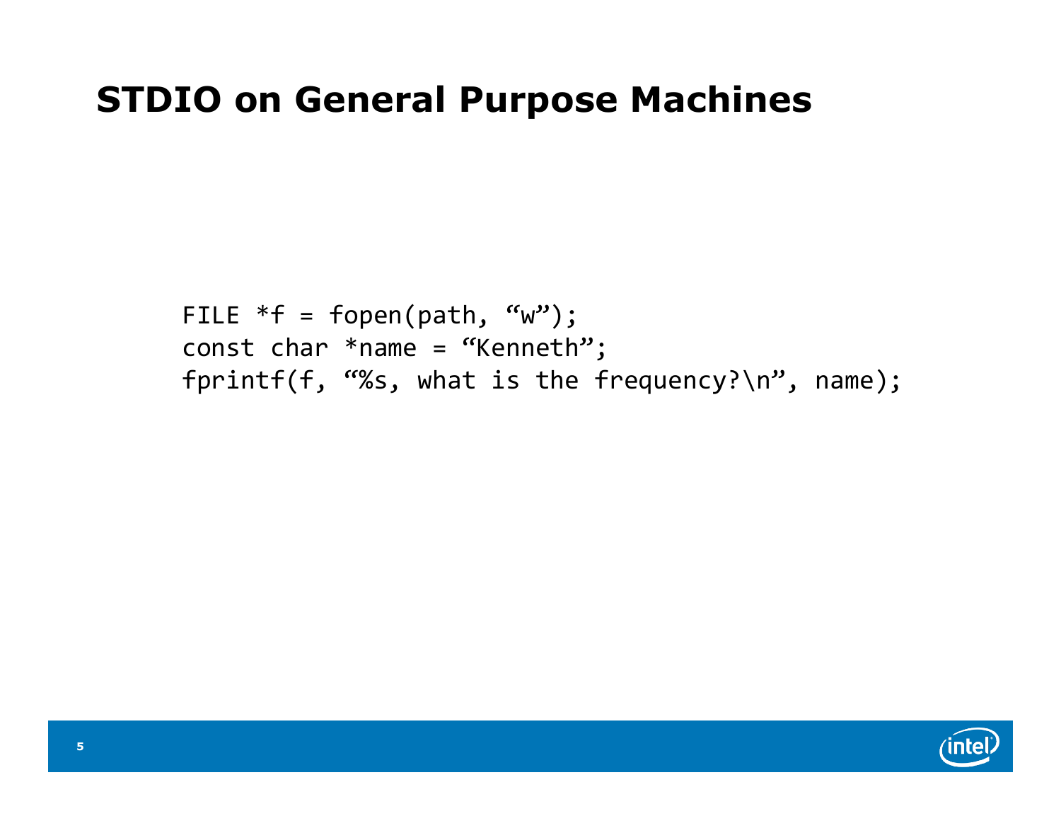# STDIO on General Purpose Machines

```
FILE *f = fopen(path, “w”);
const char *name = “Kenneth”;
fprintf(f, “%s, what is the frequency?\n”, name);
```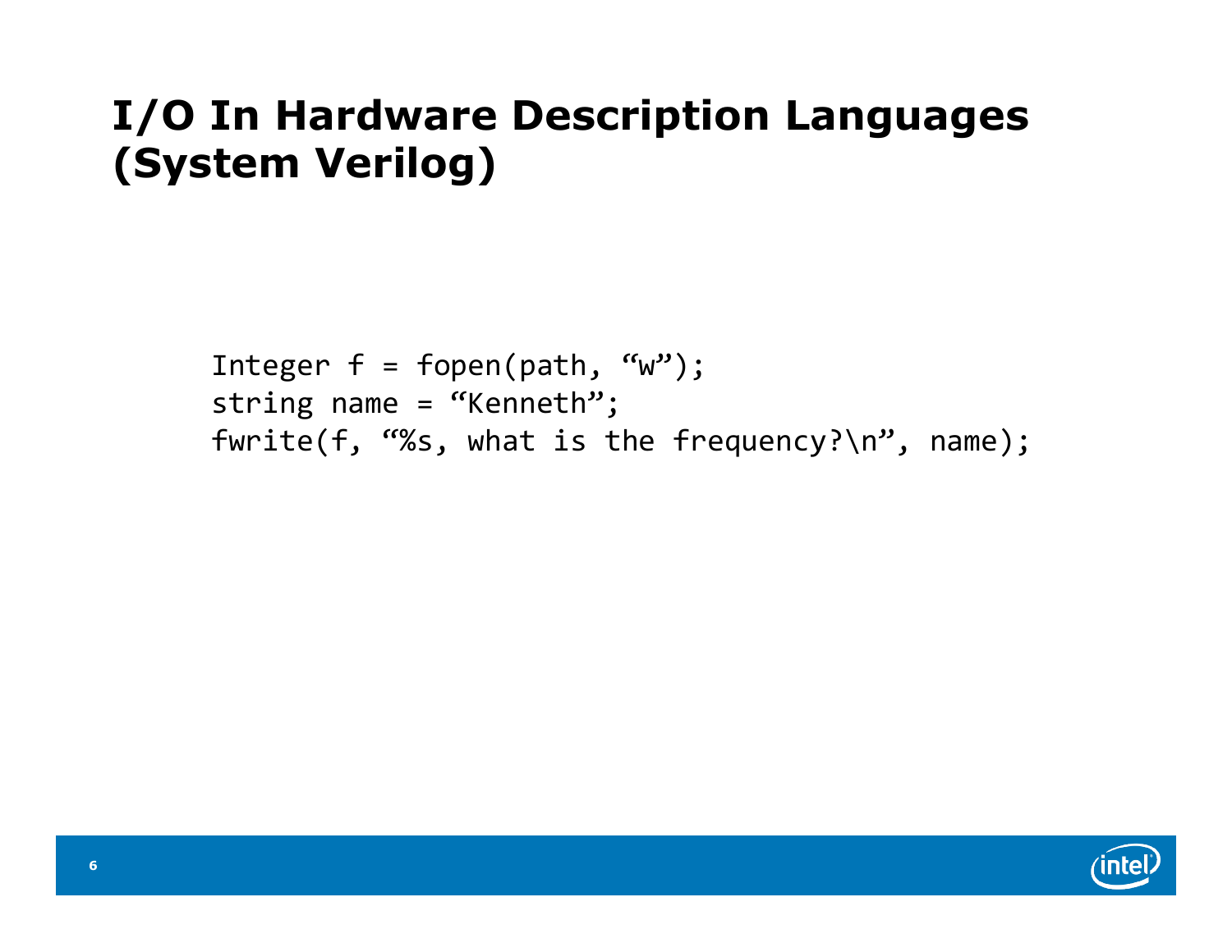# I/O In Hardware Description Languages (System Verilog)

```
Integer f = fopen(path, “w”);
string name = “Kenneth”;
fwrite(f, “%s, what is the frequency?\n”, name);
```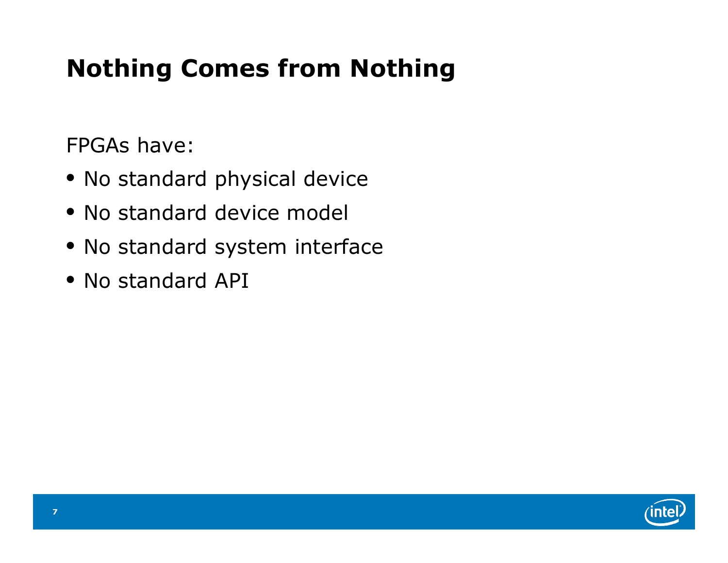# Nothing Comes from Nothing

FPGAs have:

- No standard physical device
- No standard device model
- No standard system interface
- No standard API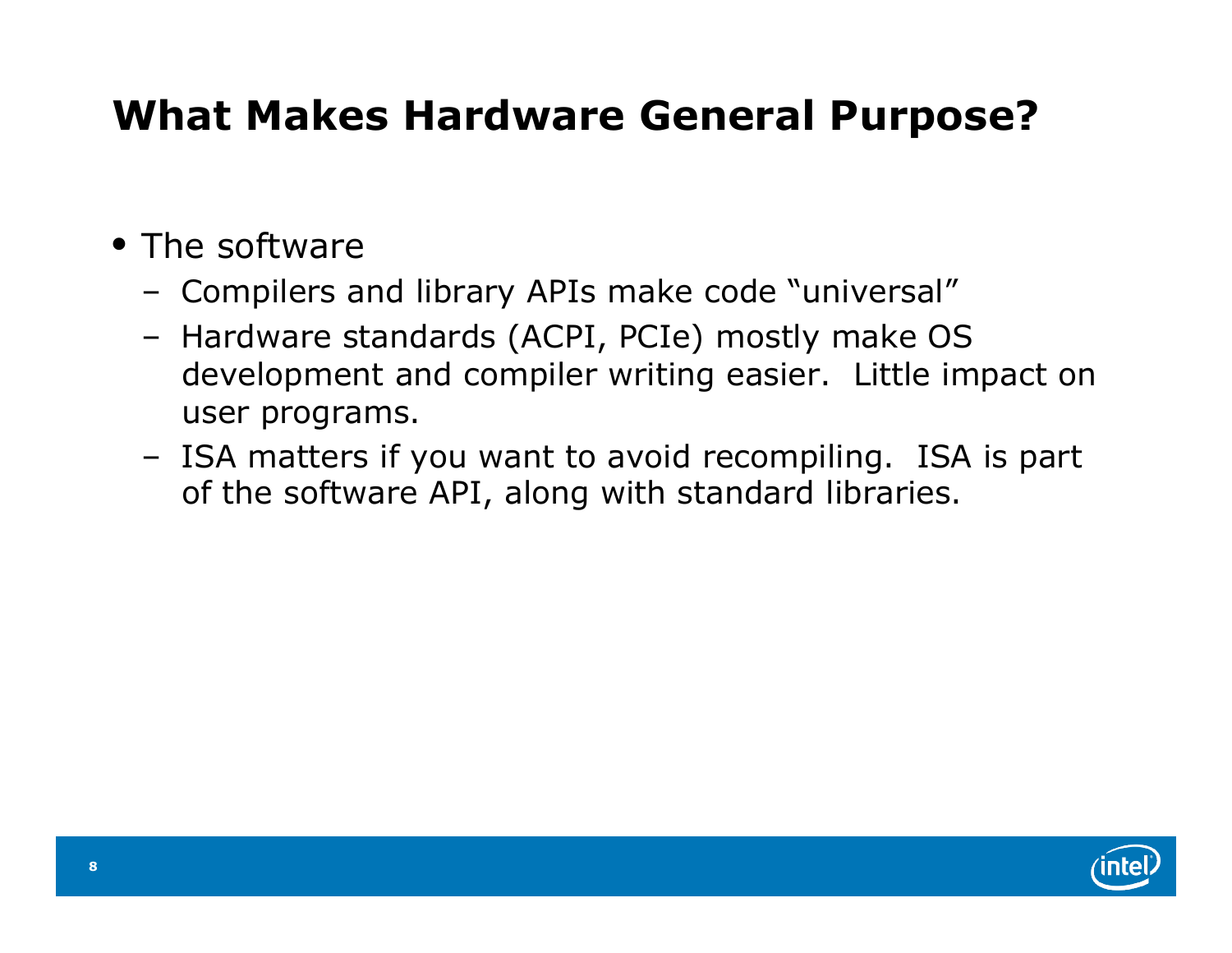# What Makes Hardware General Purpose?

- The software
  - Compilers and library APIs make code "universal"
  - Hardware standards (ACPI, PCIe) mostly make OS development and compiler writing easier. Little impact on user programs.
  - ISA matters if you want to avoid recompiling. ISA is part of the software API, along with standard libraries.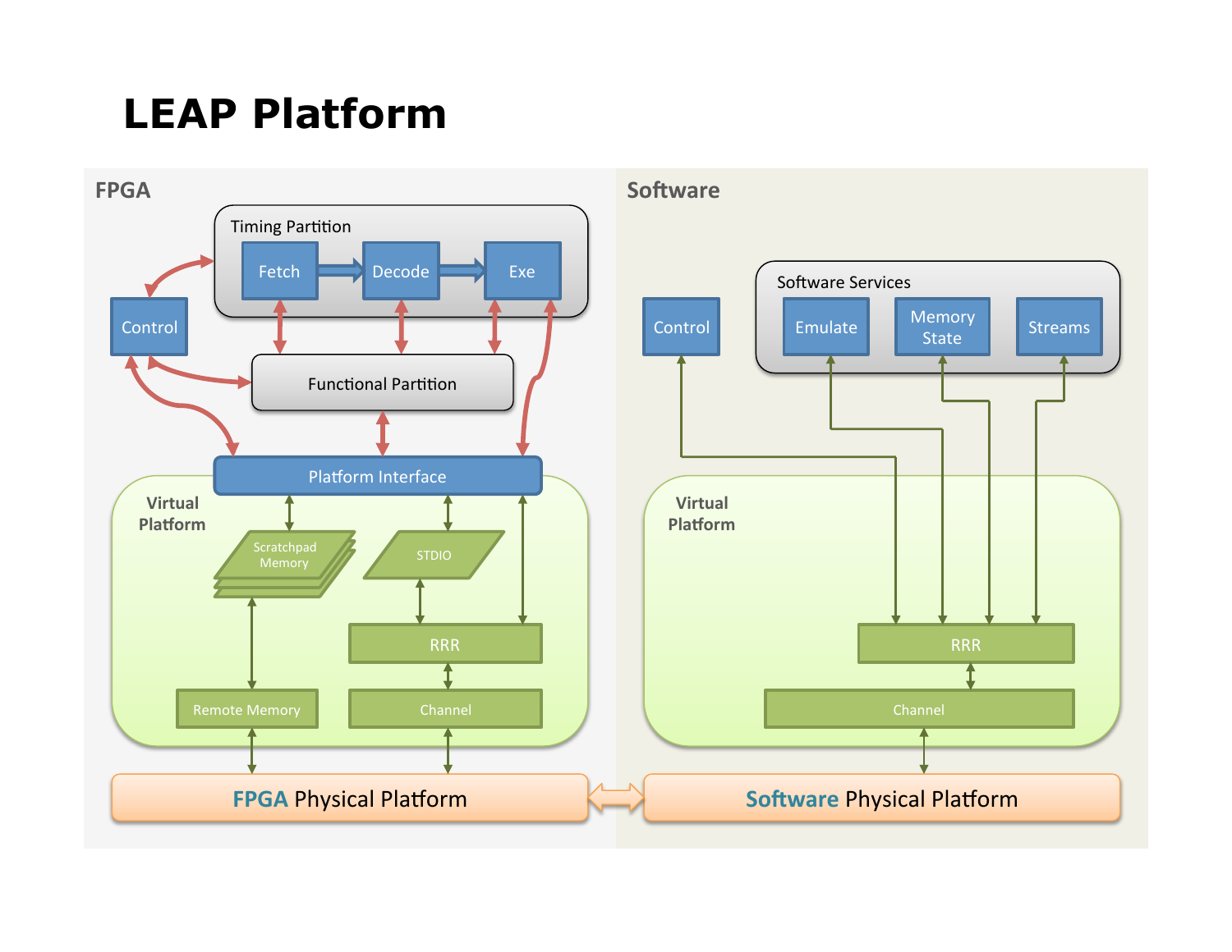# LEAP Platform

FPGA

Timing Partition

Fetch

Decode

Exe

Control

Functional Partition

Platform Interface

Virtual Platform

Scratchpad Memory

STDIO

RRR

Remote Memory

Channel

FPGA Physical Platform

Software

Software Services

Control

Emulate

Memory State

Streams

Virtual Platform

RRR

Channel

Software Physical Platform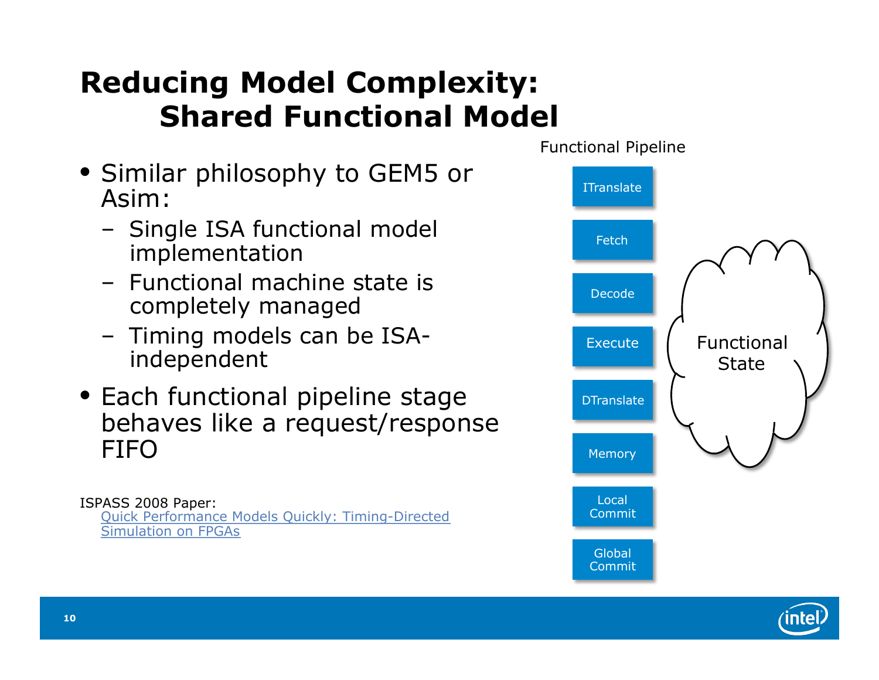# Reducing Model Complexity: Shared Functional Model

- Similar philosophy to GEM5 or Asim:
  - Single ISA functional model implementation
  - Functional machine state is completely managed
  - Timing models can be ISA-independent
- Each functional pipeline stage behaves like a request/response FIFO

ISPASS 2008 Paper:
[Quick Performance Models Quickly: Timing-Directed Simulation on FPGAs]

Functional Pipeline

- ITranslate
- Fetch
- Decode
- Execute
- DTranslate
- Memory
- Local Commit
- Global Commit

Functional State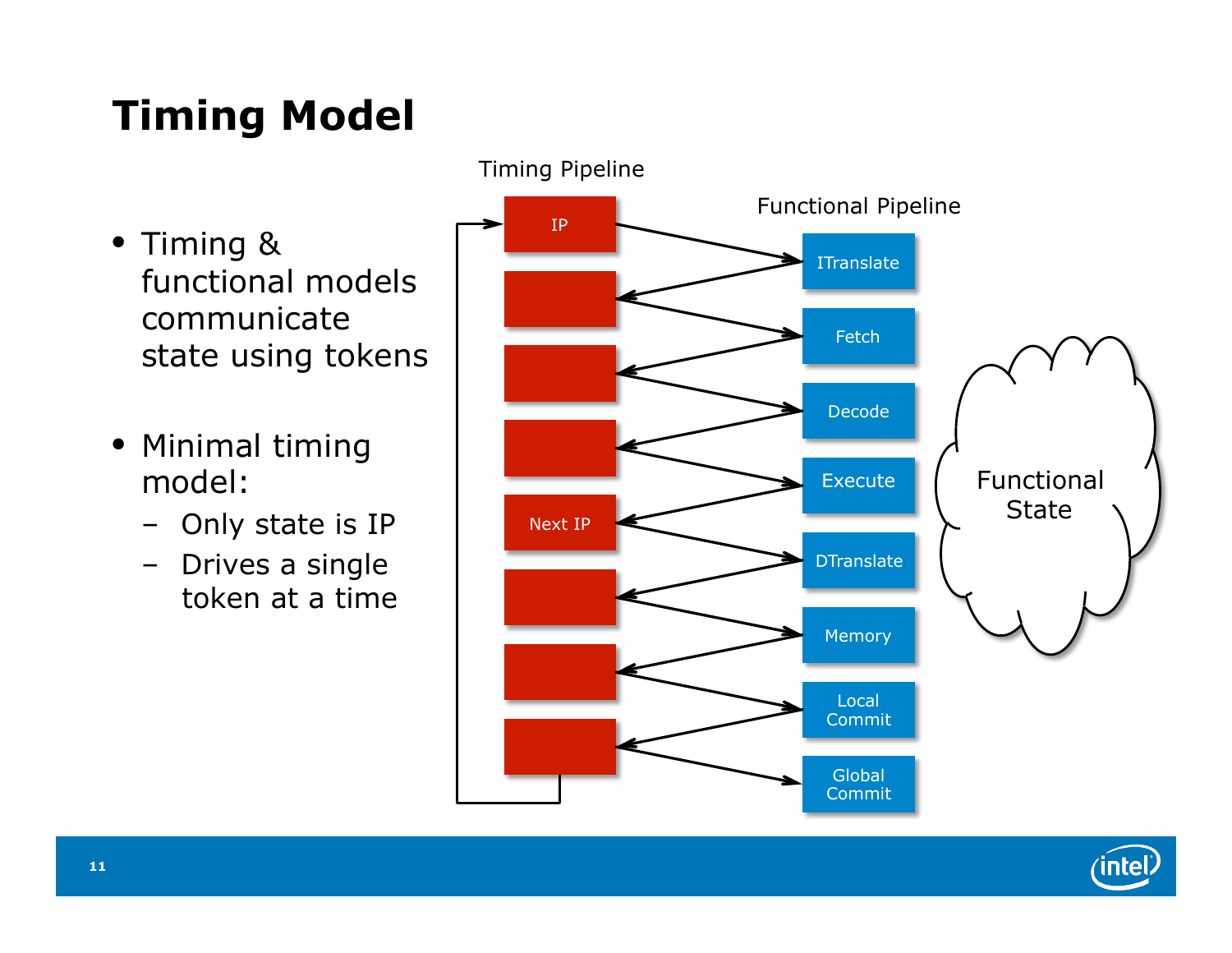# Timing Model

- Timing & functional models communicate state using tokens
- Minimal timing model:
  - Only state is IP
  - Drives a single token at a time

Timing Pipeline

IP

Next IP

Functional Pipeline

ITranslate

Fetch

Decode

Execute

DTranslate

Memory

Local Commit

Global Commit

Functional State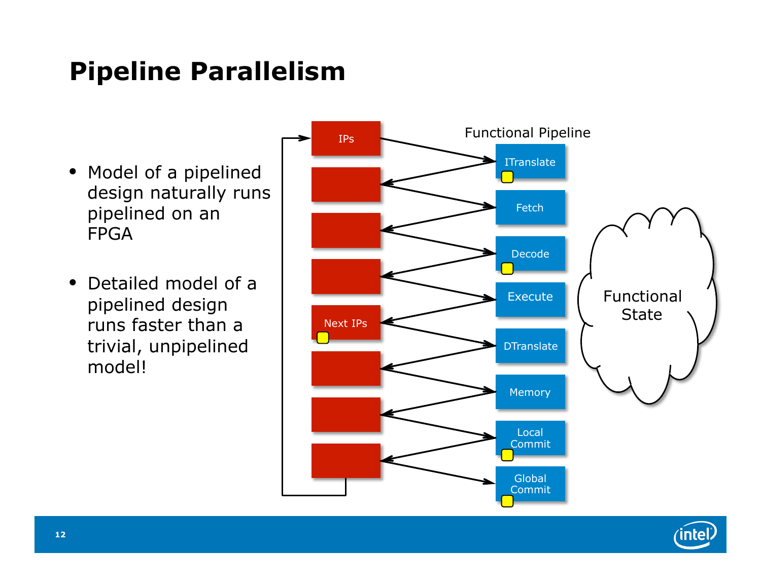# Pipeline Parallelism

- Model of a pipelined design naturally runs pipelined on an FPGA
- Detailed model of a pipelined design runs faster than a trivial, unpipelined model!

IPs

Next IPs

Functional Pipeline

ITranslate

Fetch

Decode

Execute

DTranslate

Memory

Local Commit

Global Commit

Functional State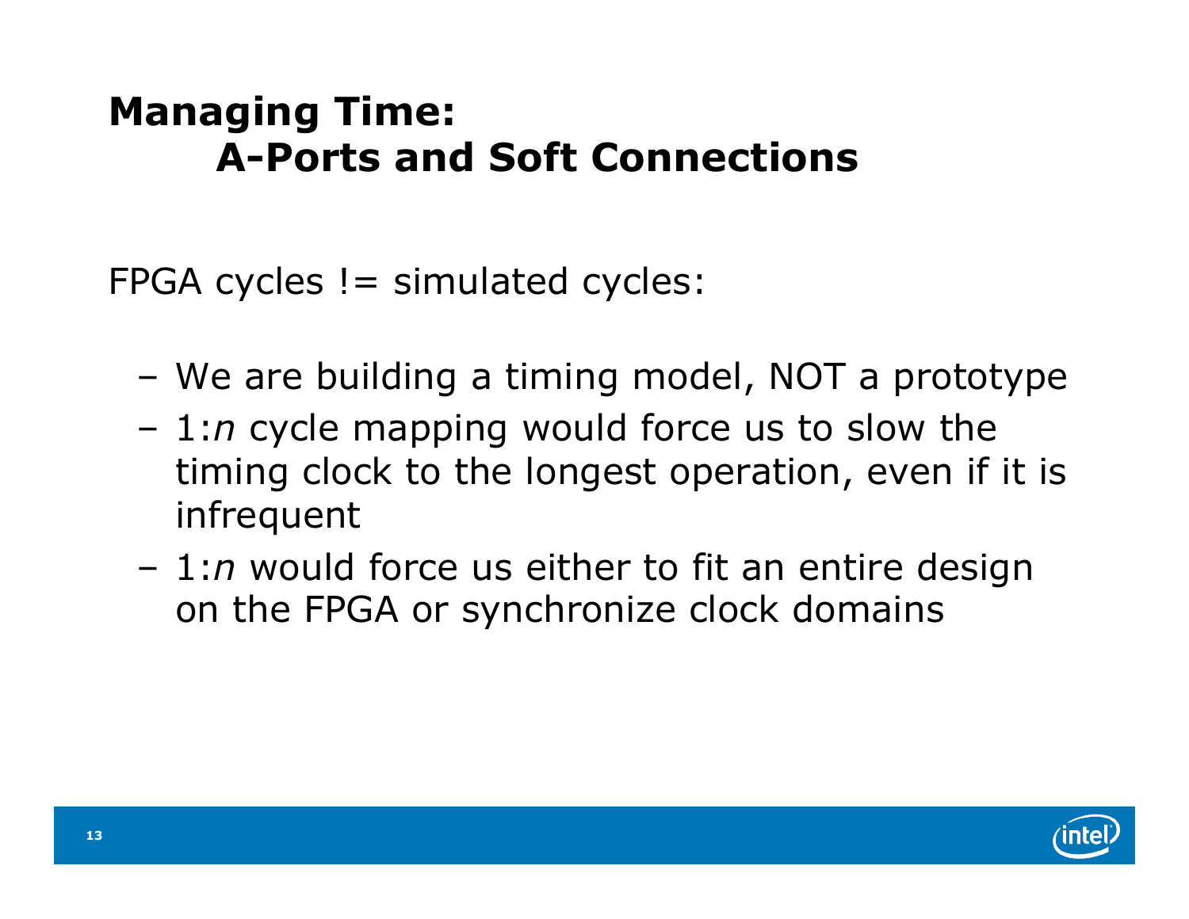# Managing Time: A-Ports and Soft Connections

FPGA cycles != simulated cycles:

- We are building a timing model, NOT a prototype
- 1:*n* cycle mapping would force us to slow the timing clock to the longest operation, even if it is infrequent
- 1:*n* would force us either to fit an entire design on the FPGA or synchronize clock domains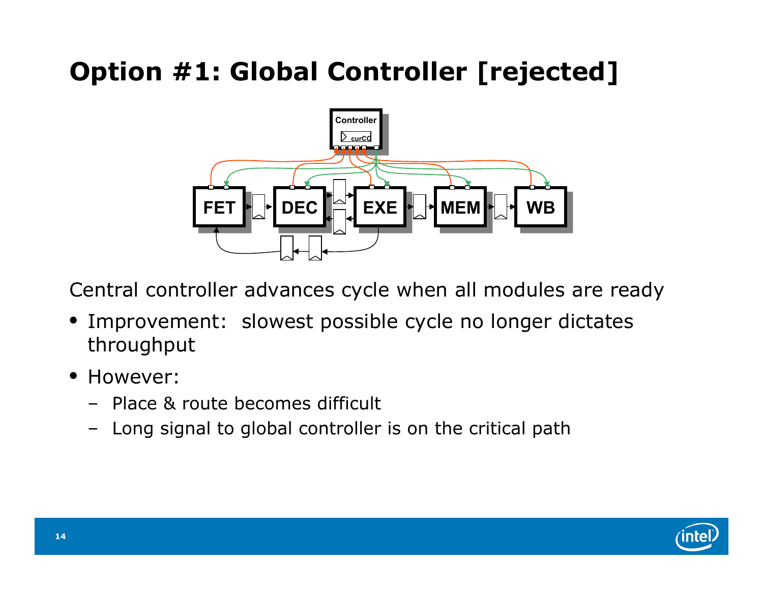# Option #1: Global Controller [rejected]

Central controller advances cycle when all modules are ready

- Improvement: slowest possible cycle no longer dictates throughput
- However:
  - Place & route becomes difficult
  - Long signal to global controller is on the critical path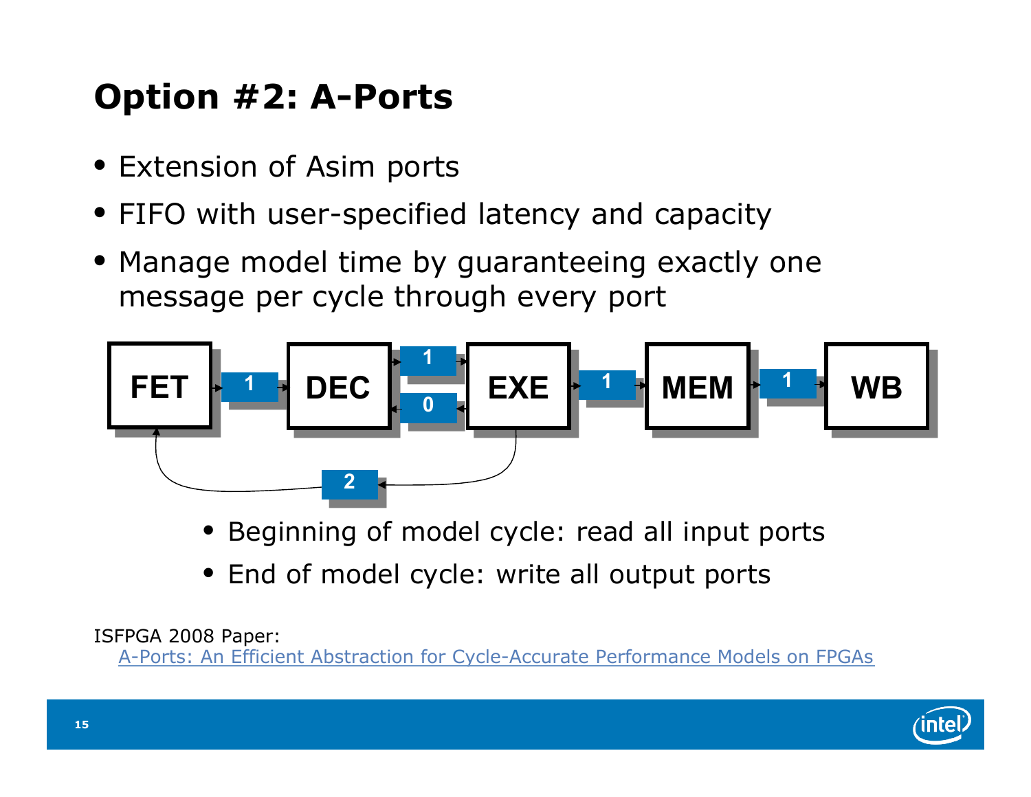# Option #2: A-Ports

- Extension of Asim ports
- FIFO with user-specified latency and capacity
- Manage model time by guaranteeing exactly one message per cycle through every port

FET → 1 → DEC → 1 → EXE → 1 → MEM → 1 → WB

EXE → 0 → DEC

EXE → 2 → FET

- Beginning of model cycle: read all input ports
- End of model cycle: write all output ports

ISFPGA 2008 Paper:
A-Ports: An Efficient Abstraction for Cycle-Accurate Performance Models on FPGAs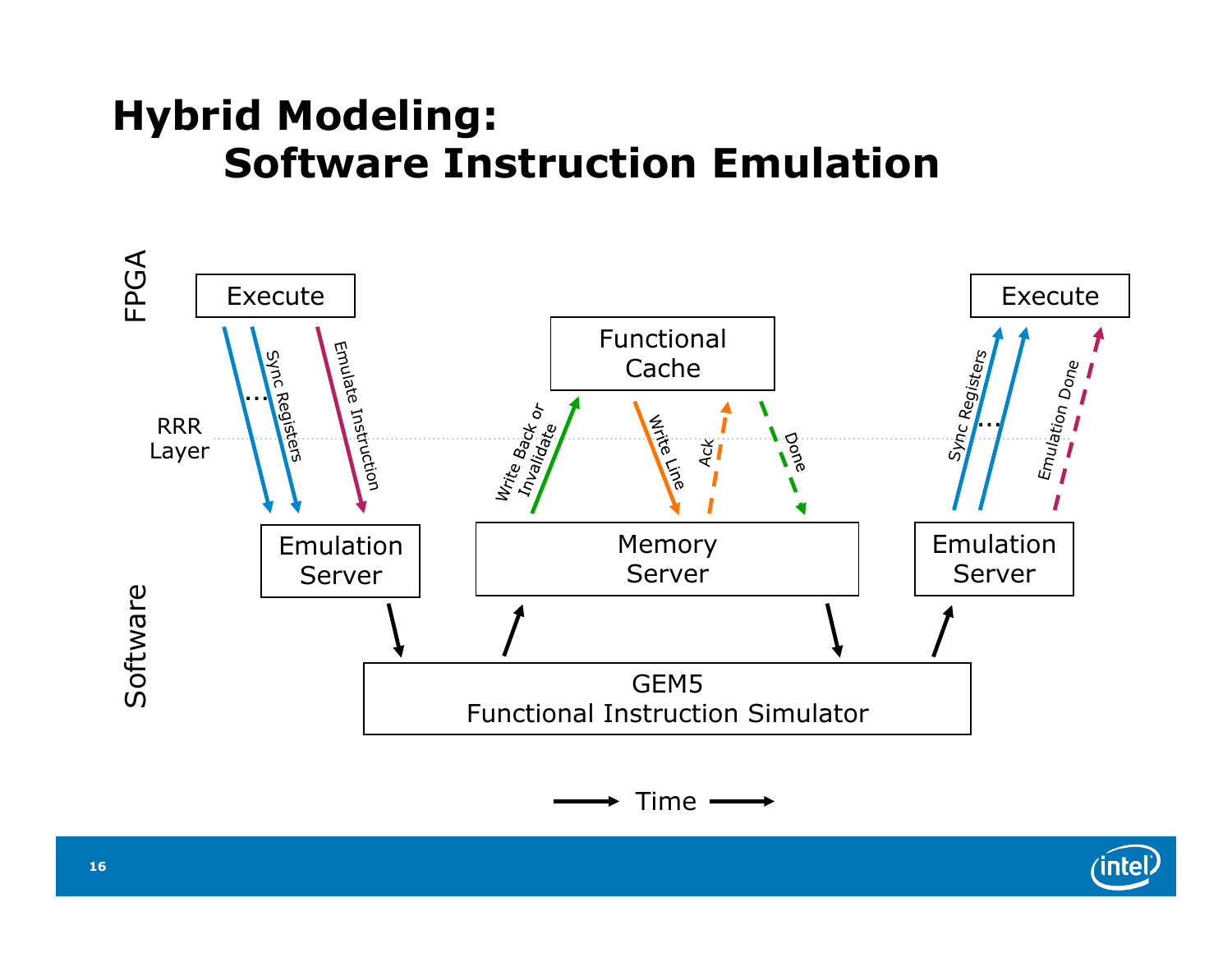# Hybrid Modeling: Software Instruction Emulation

FPGA

Execute

Sync Registers

...

Emulate Instruction

RRR Layer

Functional Cache

Write Back or Invalidate

Write Line

Ack

Done

Execute

Sync Registers

...

Emulation Done

Software

Emulation Server

Memory Server

Emulation Server

GEM5 Functional Instruction Simulator

Time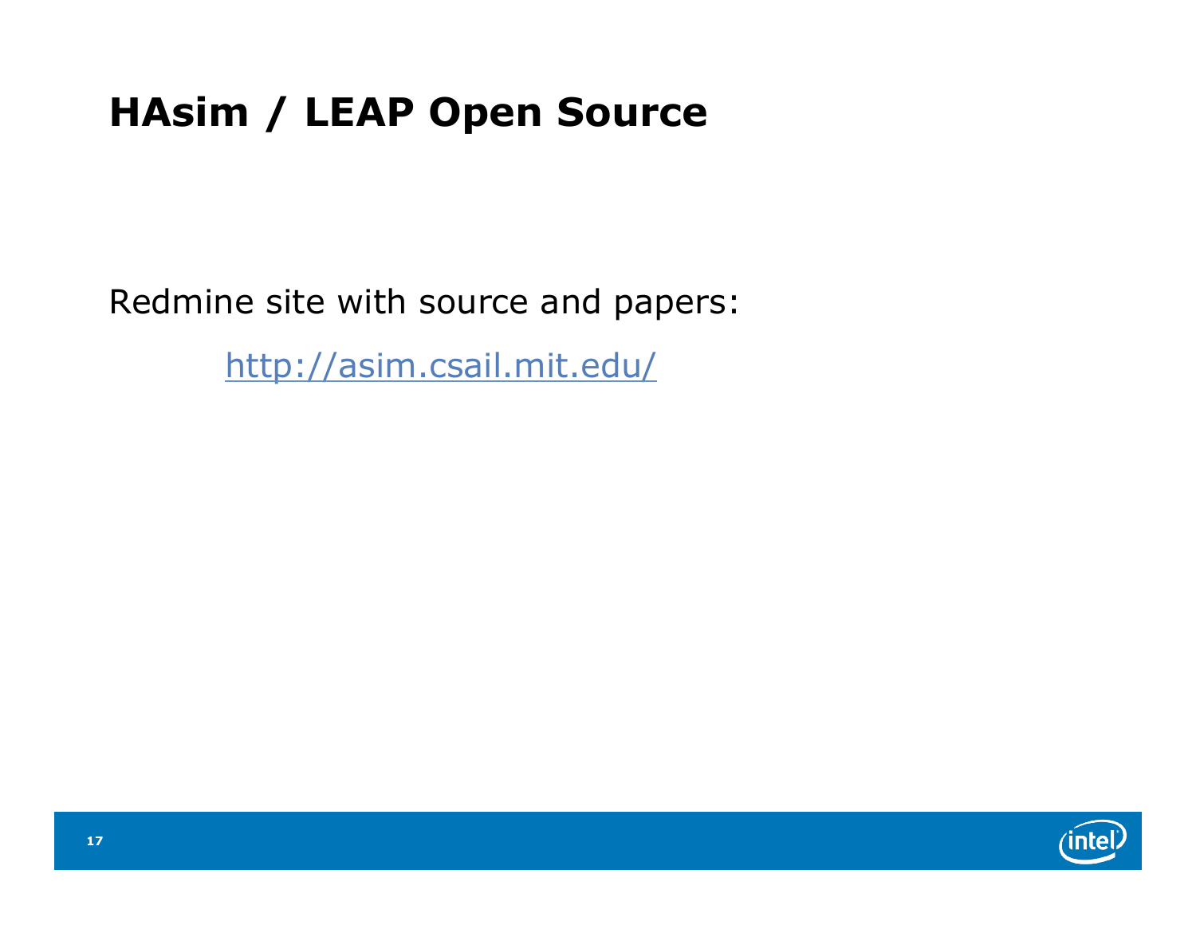# HAsim / LEAP Open Source

Redmine site with source and papers:

http://asim.csail.mit.edu/